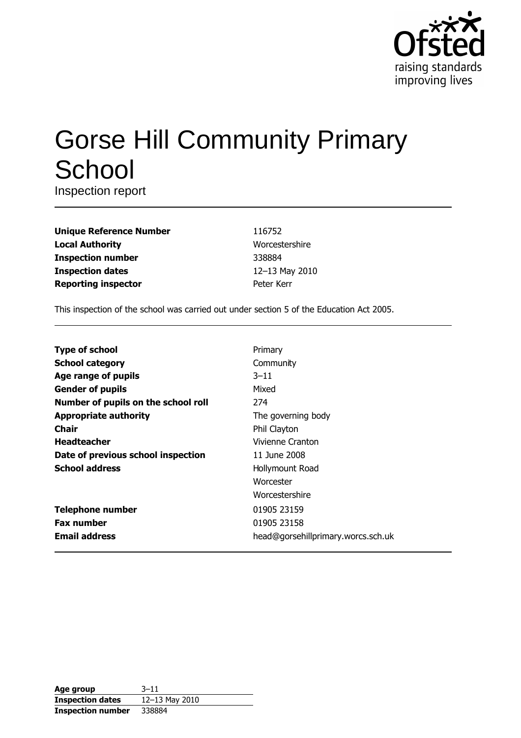Ofsted
raising standards
improving lives

# Gorse Hill Community Primary School

Inspection report

| | |
|---|---|
| **Unique Reference Number** | 116752 |
| **Local Authority** | Worcestershire |
| **Inspection number** | 338884 |
| **Inspection dates** | 12–13 May 2010 |
| **Reporting inspector** | Peter Kerr |

This inspection of the school was carried out under section 5 of the Education Act 2005.

| | |
|---|---|
| **Type of school** | Primary |
| **School category** | Community |
| **Age range of pupils** | 3–11 |
| **Gender of pupils** | Mixed |
| **Number of pupils on the school roll** | 274 |
| **Appropriate authority** | The governing body |
| **Chair** | Phil Clayton |
| **Headteacher** | Vivienne Cranton |
| **Date of previous school inspection** | 11 June 2008 |
| **School address** | Hollymount Road<br>Worcester<br>Worcestershire |
| **Telephone number** | 01905 23159 |
| **Fax number** | 01905 23158 |
| **Email address** | head@gorsehillprimary.worcs.sch.uk |

| | |
|---|---|
| **Age group** | 3–11 |
| **Inspection dates** | 12–13 May 2010 |
| **Inspection number** | 338884 |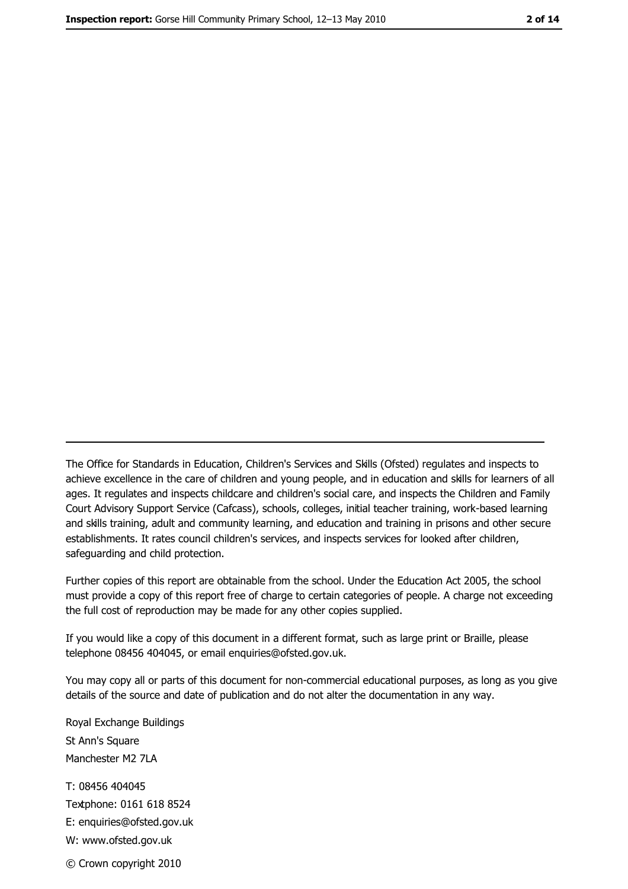---

The Office for Standards in Education, Children's Services and Skills (Ofsted) regulates and inspects to achieve excellence in the care of children and young people, and in education and skills for learners of all ages. It regulates and inspects childcare and children's social care, and inspects the Children and Family Court Advisory Support Service (Cafcass), schools, colleges, initial teacher training, work-based learning and skills training, adult and community learning, and education and training in prisons and other secure establishments. It rates council children's services, and inspects services for looked after children, safeguarding and child protection.

Further copies of this report are obtainable from the school. Under the Education Act 2005, the school must provide a copy of this report free of charge to certain categories of people. A charge not exceeding the full cost of reproduction may be made for any other copies supplied.

If you would like a copy of this document in a different format, such as large print or Braille, please telephone 08456 404045, or email enquiries@ofsted.gov.uk.

You may copy all or parts of this document for non-commercial educational purposes, as long as you give details of the source and date of publication and do not alter the documentation in any way.

Royal Exchange Buildings
St Ann's Square
Manchester M2 7LA

T: 08456 404045
Textphone: 0161 618 8524
E: enquiries@ofsted.gov.uk
W: www.ofsted.gov.uk

© Crown copyright 2010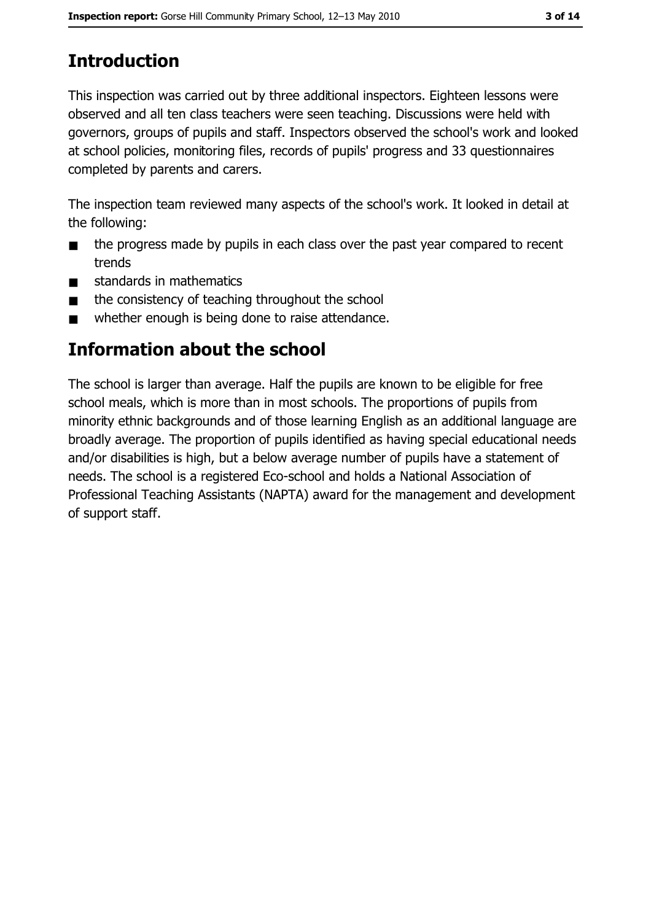# Introduction

This inspection was carried out by three additional inspectors. Eighteen lessons were observed and all ten class teachers were seen teaching. Discussions were held with governors, groups of pupils and staff. Inspectors observed the school's work and looked at school policies, monitoring files, records of pupils' progress and 33 questionnaires completed by parents and carers.

The inspection team reviewed many aspects of the school's work. It looked in detail at the following:

- the progress made by pupils in each class over the past year compared to recent trends
- standards in mathematics
- the consistency of teaching throughout the school
- whether enough is being done to raise attendance.

# Information about the school

The school is larger than average. Half the pupils are known to be eligible for free school meals, which is more than in most schools. The proportions of pupils from minority ethnic backgrounds and of those learning English as an additional language are broadly average. The proportion of pupils identified as having special educational needs and/or disabilities is high, but a below average number of pupils have a statement of needs. The school is a registered Eco-school and holds a National Association of Professional Teaching Assistants (NAPTA) award for the management and development of support staff.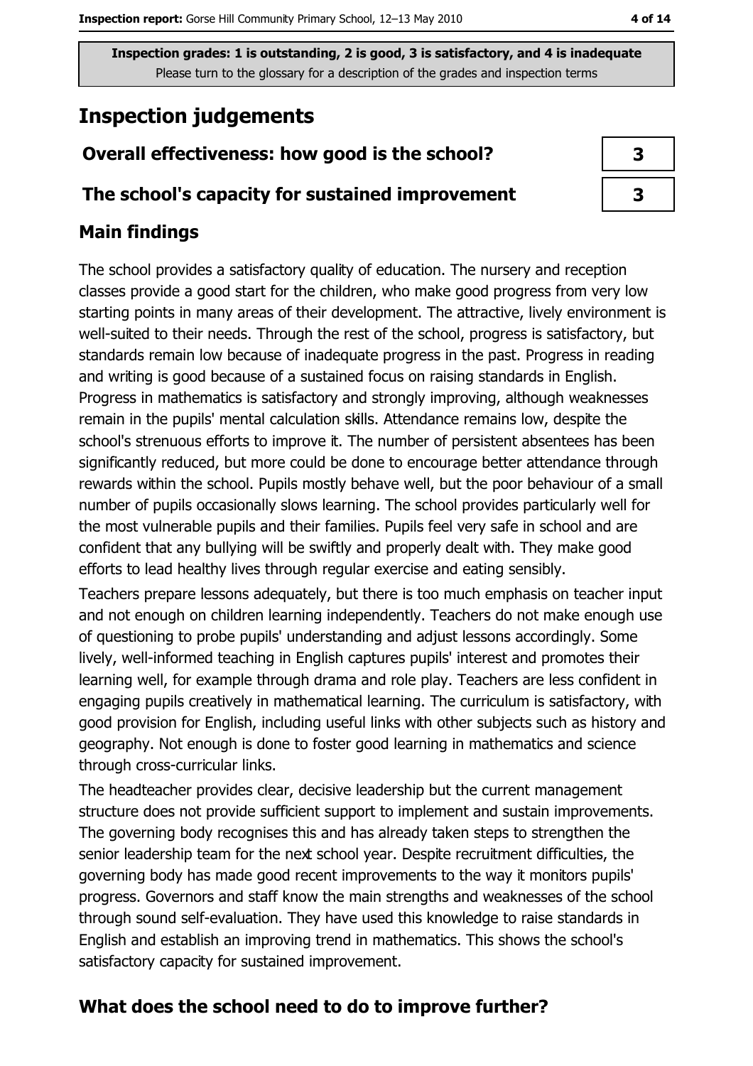Inspection grades: 1 is outstanding, 2 is good, 3 is satisfactory, and 4 is inadequate
Please turn to the glossary for a description of the grades and inspection terms

# Inspection judgements

| Overall effectiveness: how good is the school? | 3 |
|---|---|
| The school's capacity for sustained improvement | 3 |

## Main findings

The school provides a satisfactory quality of education. The nursery and reception classes provide a good start for the children, who make good progress from very low starting points in many areas of their development. The attractive, lively environment is well-suited to their needs. Through the rest of the school, progress is satisfactory, but standards remain low because of inadequate progress in the past. Progress in reading and writing is good because of a sustained focus on raising standards in English. Progress in mathematics is satisfactory and strongly improving, although weaknesses remain in the pupils' mental calculation skills. Attendance remains low, despite the school's strenuous efforts to improve it. The number of persistent absentees has been significantly reduced, but more could be done to encourage better attendance through rewards within the school. Pupils mostly behave well, but the poor behaviour of a small number of pupils occasionally slows learning. The school provides particularly well for the most vulnerable pupils and their families. Pupils feel very safe in school and are confident that any bullying will be swiftly and properly dealt with. They make good efforts to lead healthy lives through regular exercise and eating sensibly.

Teachers prepare lessons adequately, but there is too much emphasis on teacher input and not enough on children learning independently. Teachers do not make enough use of questioning to probe pupils' understanding and adjust lessons accordingly. Some lively, well-informed teaching in English captures pupils' interest and promotes their learning well, for example through drama and role play. Teachers are less confident in engaging pupils creatively in mathematical learning. The curriculum is satisfactory, with good provision for English, including useful links with other subjects such as history and geography. Not enough is done to foster good learning in mathematics and science through cross-curricular links.

The headteacher provides clear, decisive leadership but the current management structure does not provide sufficient support to implement and sustain improvements. The governing body recognises this and has already taken steps to strengthen the senior leadership team for the next school year. Despite recruitment difficulties, the governing body has made good recent improvements to the way it monitors pupils' progress. Governors and staff know the main strengths and weaknesses of the school through sound self-evaluation. They have used this knowledge to raise standards in English and establish an improving trend in mathematics. This shows the school's satisfactory capacity for sustained improvement.

## What does the school need to do to improve further?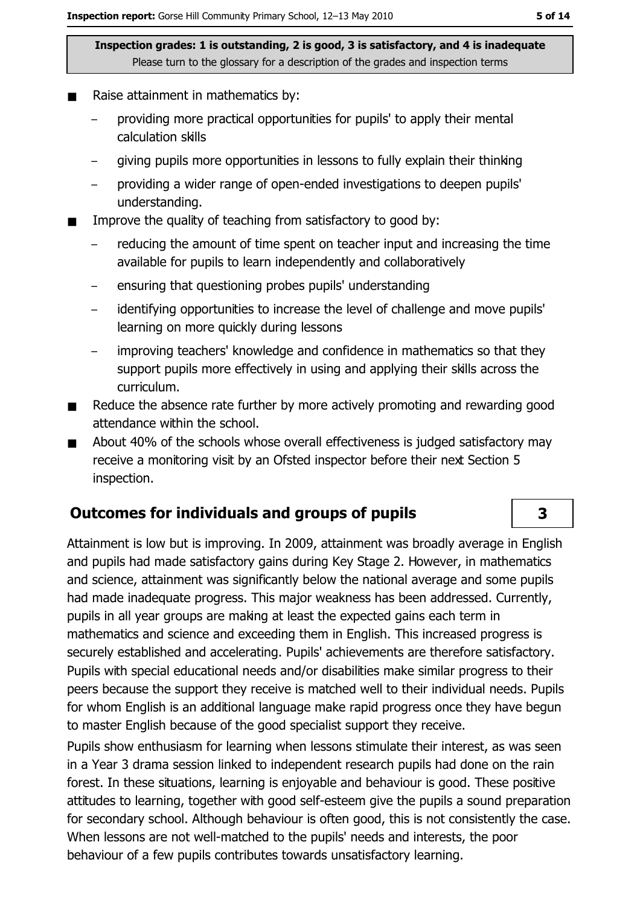Inspection grades: 1 is outstanding, 2 is good, 3 is satisfactory, and 4 is inadequate
Please turn to the glossary for a description of the grades and inspection terms

- Raise attainment in mathematics by:
  - providing more practical opportunities for pupils' to apply their mental calculation skills
  - giving pupils more opportunities in lessons to fully explain their thinking
  - providing a wider range of open-ended investigations to deepen pupils' understanding.
- Improve the quality of teaching from satisfactory to good by:
  - reducing the amount of time spent on teacher input and increasing the time available for pupils to learn independently and collaboratively
  - ensuring that questioning probes pupils' understanding
  - identifying opportunities to increase the level of challenge and move pupils' learning on more quickly during lessons
  - improving teachers' knowledge and confidence in mathematics so that they support pupils more effectively in using and applying their skills across the curriculum.
- Reduce the absence rate further by more actively promoting and rewarding good attendance within the school.
- About 40% of the schools whose overall effectiveness is judged satisfactory may receive a monitoring visit by an Ofsted inspector before their next Section 5 inspection.

## Outcomes for individuals and groups of pupils

**3**

Attainment is low but is improving. In 2009, attainment was broadly average in English and pupils had made satisfactory gains during Key Stage 2. However, in mathematics and science, attainment was significantly below the national average and some pupils had made inadequate progress. This major weakness has been addressed. Currently, pupils in all year groups are making at least the expected gains each term in mathematics and science and exceeding them in English. This increased progress is securely established and accelerating. Pupils' achievements are therefore satisfactory. Pupils with special educational needs and/or disabilities make similar progress to their peers because the support they receive is matched well to their individual needs. Pupils for whom English is an additional language make rapid progress once they have begun to master English because of the good specialist support they receive.

Pupils show enthusiasm for learning when lessons stimulate their interest, as was seen in a Year 3 drama session linked to independent research pupils had done on the rain forest. In these situations, learning is enjoyable and behaviour is good. These positive attitudes to learning, together with good self-esteem give the pupils a sound preparation for secondary school. Although behaviour is often good, this is not consistently the case. When lessons are not well-matched to the pupils' needs and interests, the poor behaviour of a few pupils contributes towards unsatisfactory learning.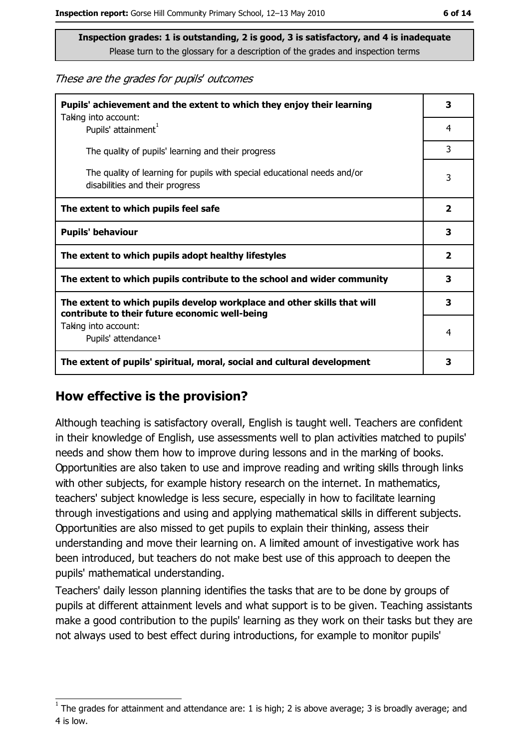**Inspection grades: 1 is outstanding, 2 is good, 3 is satisfactory, and 4 is inadequate**
Please turn to the glossary for a description of the grades and inspection terms

*These are the grades for pupils' outcomes*

| | |
|---|---|
| **Pupils' achievement and the extent to which they enjoy their learning** Taking into account: | **3** |
| Pupils' attainment[1] | 4 |
| The quality of pupils' learning and their progress | 3 |
| The quality of learning for pupils with special educational needs and/or disabilities and their progress | 3 |
| **The extent to which pupils feel safe** | **2** |
| **Pupils' behaviour** | **3** |
| **The extent to which pupils adopt healthy lifestyles** | **2** |
| **The extent to which pupils contribute to the school and wider community** | **3** |
| **The extent to which pupils develop workplace and other skills that will contribute to their future economic well-being** | **3** |
| Taking into account: Pupils' attendance[1] | 4 |
| **The extent of pupils' spiritual, moral, social and cultural development** | **3** |

## How effective is the provision?

Although teaching is satisfactory overall, English is taught well. Teachers are confident in their knowledge of English, use assessments well to plan activities matched to pupils' needs and show them how to improve during lessons and in the marking of books. Opportunities are also taken to use and improve reading and writing skills through links with other subjects, for example history research on the internet. In mathematics, teachers' subject knowledge is less secure, especially in how to facilitate learning through investigations and using and applying mathematical skills in different subjects. Opportunities are also missed to get pupils to explain their thinking, assess their understanding and move their learning on. A limited amount of investigative work has been introduced, but teachers do not make best use of this approach to deepen the pupils' mathematical understanding.

Teachers' daily lesson planning identifies the tasks that are to be done by groups of pupils at different attainment levels and what support is to be given. Teaching assistants make a good contribution to the pupils' learning as they work on their tasks but they are not always used to best effect during introductions, for example to monitor pupils'

[1] The grades for attainment and attendance are: 1 is high; 2 is above average; 3 is broadly average; and 4 is low.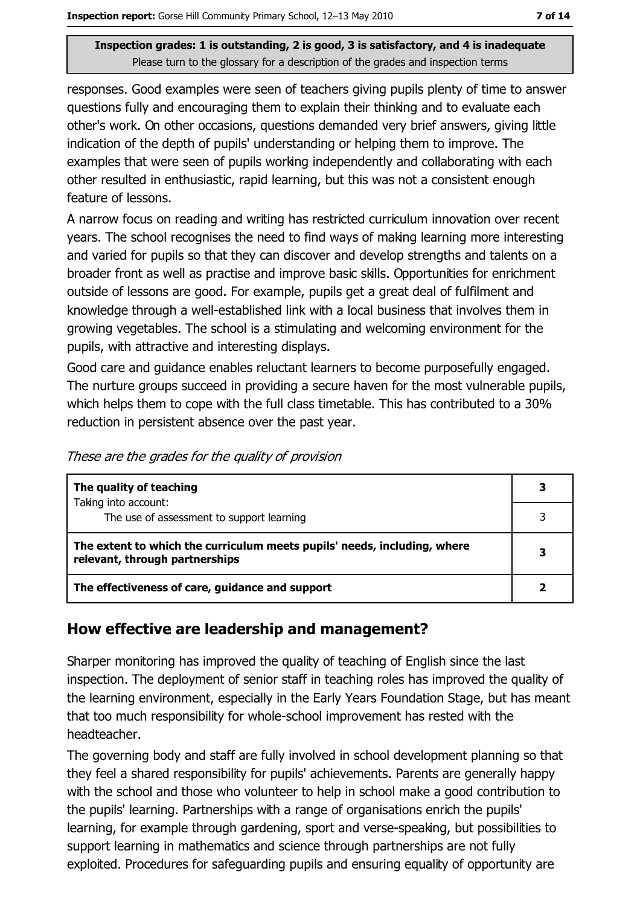**Inspection grades: 1 is outstanding, 2 is good, 3 is satisfactory, and 4 is inadequate**
Please turn to the glossary for a description of the grades and inspection terms

responses. Good examples were seen of teachers giving pupils plenty of time to answer questions fully and encouraging them to explain their thinking and to evaluate each other's work. On other occasions, questions demanded very brief answers, giving little indication of the depth of pupils' understanding or helping them to improve. The examples that were seen of pupils working independently and collaborating with each other resulted in enthusiastic, rapid learning, but this was not a consistent enough feature of lessons.

A narrow focus on reading and writing has restricted curriculum innovation over recent years. The school recognises the need to find ways of making learning more interesting and varied for pupils so that they can discover and develop strengths and talents on a broader front as well as practise and improve basic skills. Opportunities for enrichment outside of lessons are good. For example, pupils get a great deal of fulfilment and knowledge through a well-established link with a local business that involves them in growing vegetables. The school is a stimulating and welcoming environment for the pupils, with attractive and interesting displays.

Good care and guidance enables reluctant learners to become purposefully engaged. The nurture groups succeed in providing a secure haven for the most vulnerable pupils, which helps them to cope with the full class timetable. This has contributed to a 30% reduction in persistent absence over the past year.

*These are the grades for the quality of provision*

| | |
|---|---|
| **The quality of teaching** | **3** |
| Taking into account: The use of assessment to support learning | 3 |
| **The extent to which the curriculum meets pupils' needs, including, where relevant, through partnerships** | **3** |
| **The effectiveness of care, guidance and support** | **2** |

## How effective are leadership and management?

Sharper monitoring has improved the quality of teaching of English since the last inspection. The deployment of senior staff in teaching roles has improved the quality of the learning environment, especially in the Early Years Foundation Stage, but has meant that too much responsibility for whole-school improvement has rested with the headteacher.

The governing body and staff are fully involved in school development planning so that they feel a shared responsibility for pupils' achievements. Parents are generally happy with the school and those who volunteer to help in school make a good contribution to the pupils' learning. Partnerships with a range of organisations enrich the pupils' learning, for example through gardening, sport and verse-speaking, but possibilities to support learning in mathematics and science through partnerships are not fully exploited. Procedures for safeguarding pupils and ensuring equality of opportunity are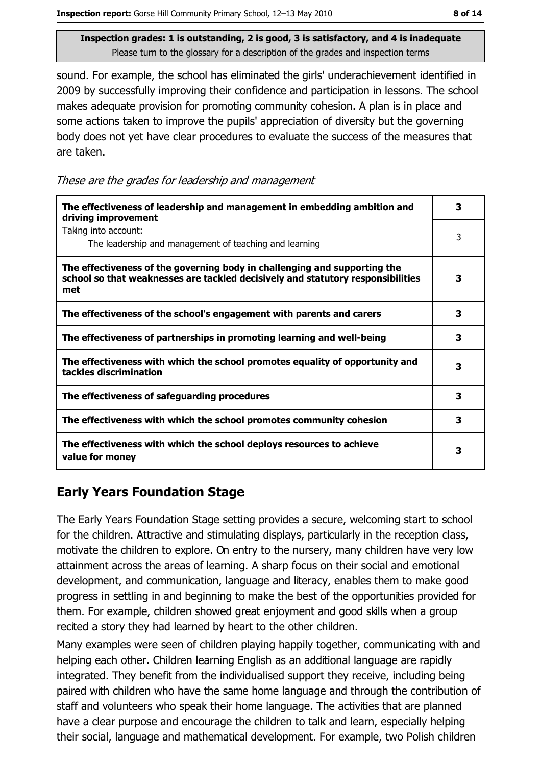sound. For example, the school has eliminated the girls' underachievement identified in 2009 by successfully improving their confidence and participation in lessons. The school makes adequate provision for promoting community cohesion. A plan is in place and some actions taken to improve the pupils' appreciation of diversity but the governing body does not yet have clear procedures to evaluate the success of the measures that are taken.

*These are the grades for leadership and management*

| | |
|---|---|
| **The effectiveness of leadership and management in embedding ambition and driving improvement** | **3** |
| Taking into account: The leadership and management of teaching and learning | 3 |
| **The effectiveness of the governing body in challenging and supporting the school so that weaknesses are tackled decisively and statutory responsibilities met** | **3** |
| **The effectiveness of the school's engagement with parents and carers** | **3** |
| **The effectiveness of partnerships in promoting learning and well-being** | **3** |
| **The effectiveness with which the school promotes equality of opportunity and tackles discrimination** | **3** |
| **The effectiveness of safeguarding procedures** | **3** |
| **The effectiveness with which the school promotes community cohesion** | **3** |
| **The effectiveness with which the school deploys resources to achieve value for money** | **3** |

## Early Years Foundation Stage

The Early Years Foundation Stage setting provides a secure, welcoming start to school for the children. Attractive and stimulating displays, particularly in the reception class, motivate the children to explore. On entry to the nursery, many children have very low attainment across the areas of learning. A sharp focus on their social and emotional development, and communication, language and literacy, enables them to make good progress in settling in and beginning to make the best of the opportunities provided for them. For example, children showed great enjoyment and good skills when a group recited a story they had learned by heart to the other children.

Many examples were seen of children playing happily together, communicating with and helping each other. Children learning English as an additional language are rapidly integrated. They benefit from the individualised support they receive, including being paired with children who have the same home language and through the contribution of staff and volunteers who speak their home language. The activities that are planned have a clear purpose and encourage the children to talk and learn, especially helping their social, language and mathematical development. For example, two Polish children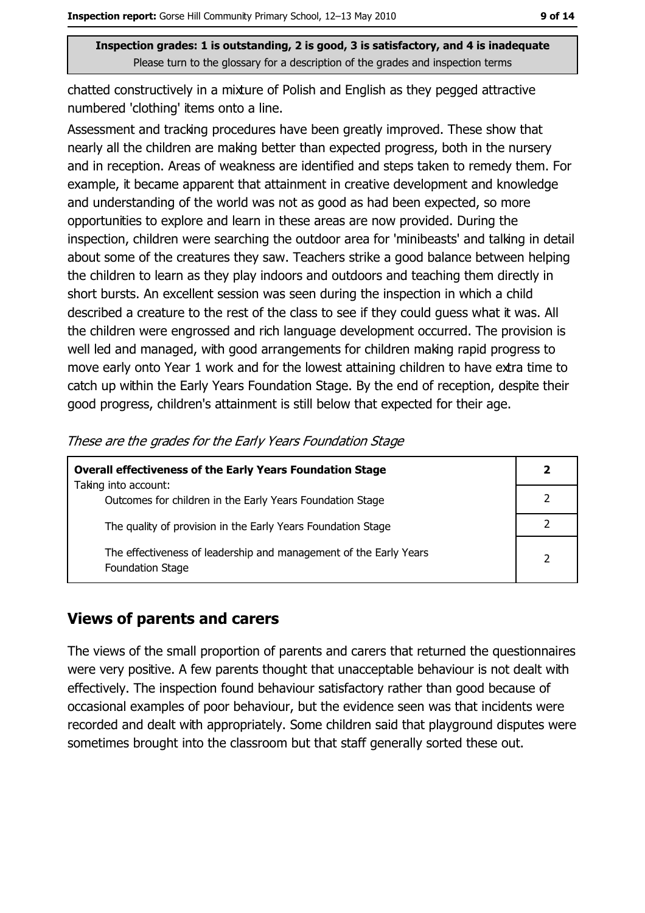**Inspection grades: 1 is outstanding, 2 is good, 3 is satisfactory, and 4 is inadequate**
Please turn to the glossary for a description of the grades and inspection terms

chatted constructively in a mixture of Polish and English as they pegged attractive numbered 'clothing' items onto a line.

Assessment and tracking procedures have been greatly improved. These show that nearly all the children are making better than expected progress, both in the nursery and in reception. Areas of weakness are identified and steps taken to remedy them. For example, it became apparent that attainment in creative development and knowledge and understanding of the world was not as good as had been expected, so more opportunities to explore and learn in these areas are now provided. During the inspection, children were searching the outdoor area for 'minibeasts' and talking in detail about some of the creatures they saw. Teachers strike a good balance between helping the children to learn as they play indoors and outdoors and teaching them directly in short bursts. An excellent session was seen during the inspection in which a child described a creature to the rest of the class to see if they could guess what it was. All the children were engrossed and rich language development occurred. The provision is well led and managed, with good arrangements for children making rapid progress to move early onto Year 1 work and for the lowest attaining children to have extra time to catch up within the Early Years Foundation Stage. By the end of reception, despite their good progress, children's attainment is still below that expected for their age.

*These are the grades for the Early Years Foundation Stage*

| **Overall effectiveness of the Early Years Foundation Stage** Taking into account: | **2** |
|---|---|
| Outcomes for children in the Early Years Foundation Stage | 2 |
| The quality of provision in the Early Years Foundation Stage | 2 |
| The effectiveness of leadership and management of the Early Years Foundation Stage | 2 |

## Views of parents and carers

The views of the small proportion of parents and carers that returned the questionnaires were very positive. A few parents thought that unacceptable behaviour is not dealt with effectively. The inspection found behaviour satisfactory rather than good because of occasional examples of poor behaviour, but the evidence seen was that incidents were recorded and dealt with appropriately. Some children said that playground disputes were sometimes brought into the classroom but that staff generally sorted these out.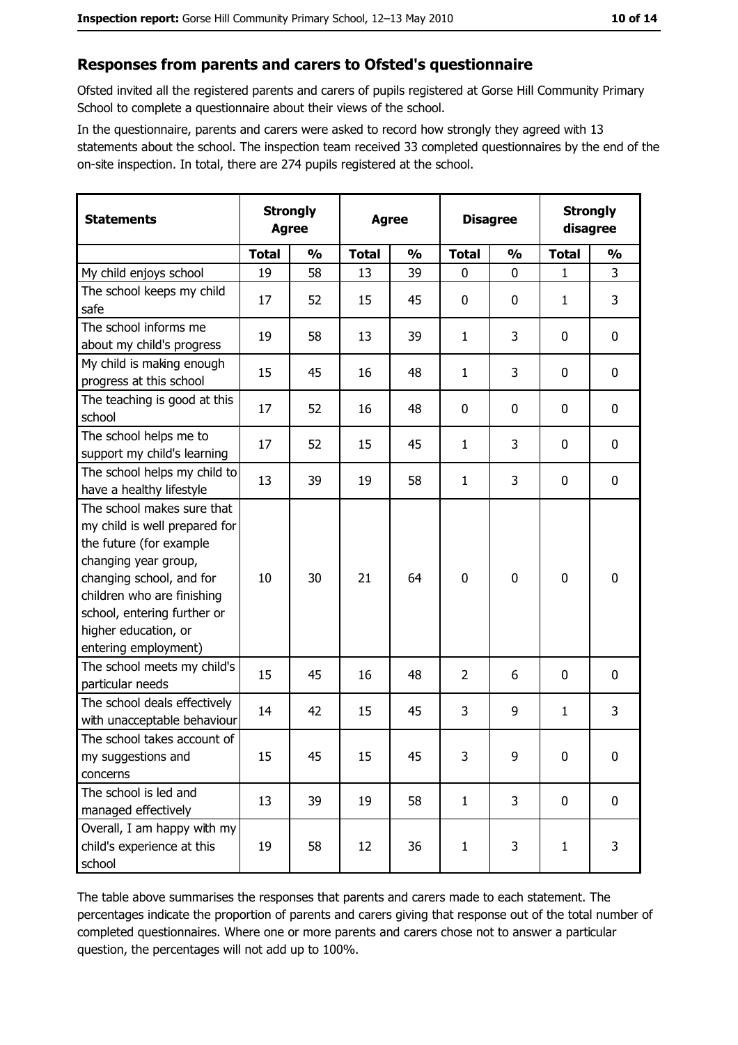## Responses from parents and carers to Ofsted's questionnaire

Ofsted invited all the registered parents and carers of pupils registered at Gorse Hill Community Primary School to complete a questionnaire about their views of the school.

In the questionnaire, parents and carers were asked to record how strongly they agreed with 13 statements about the school. The inspection team received 33 completed questionnaires by the end of the on-site inspection. In total, there are 274 pupils registered at the school.

| Statements | Strongly Agree | | Agree | | Disagree | | Strongly disagree | |
|---|---|---|---|---|---|---|---|---|
| | Total | % | Total | % | Total | % | Total | % |
| My child enjoys school | 19 | 58 | 13 | 39 | 0 | 0 | 1 | 3 |
| The school keeps my child safe | 17 | 52 | 15 | 45 | 0 | 0 | 1 | 3 |
| The school informs me about my child's progress | 19 | 58 | 13 | 39 | 1 | 3 | 0 | 0 |
| My child is making enough progress at this school | 15 | 45 | 16 | 48 | 1 | 3 | 0 | 0 |
| The teaching is good at this school | 17 | 52 | 16 | 48 | 0 | 0 | 0 | 0 |
| The school helps me to support my child's learning | 17 | 52 | 15 | 45 | 1 | 3 | 0 | 0 |
| The school helps my child to have a healthy lifestyle | 13 | 39 | 19 | 58 | 1 | 3 | 0 | 0 |
| The school makes sure that my child is well prepared for the future (for example changing year group, changing school, and for children who are finishing school, entering further or higher education, or entering employment) | 10 | 30 | 21 | 64 | 0 | 0 | 0 | 0 |
| The school meets my child's particular needs | 15 | 45 | 16 | 48 | 2 | 6 | 0 | 0 |
| The school deals effectively with unacceptable behaviour | 14 | 42 | 15 | 45 | 3 | 9 | 1 | 3 |
| The school takes account of my suggestions and concerns | 15 | 45 | 15 | 45 | 3 | 9 | 0 | 0 |
| The school is led and managed effectively | 13 | 39 | 19 | 58 | 1 | 3 | 0 | 0 |
| Overall, I am happy with my child's experience at this school | 19 | 58 | 12 | 36 | 1 | 3 | 1 | 3 |

The table above summarises the responses that parents and carers made to each statement. The percentages indicate the proportion of parents and carers giving that response out of the total number of completed questionnaires. Where one or more parents and carers chose not to answer a particular question, the percentages will not add up to 100%.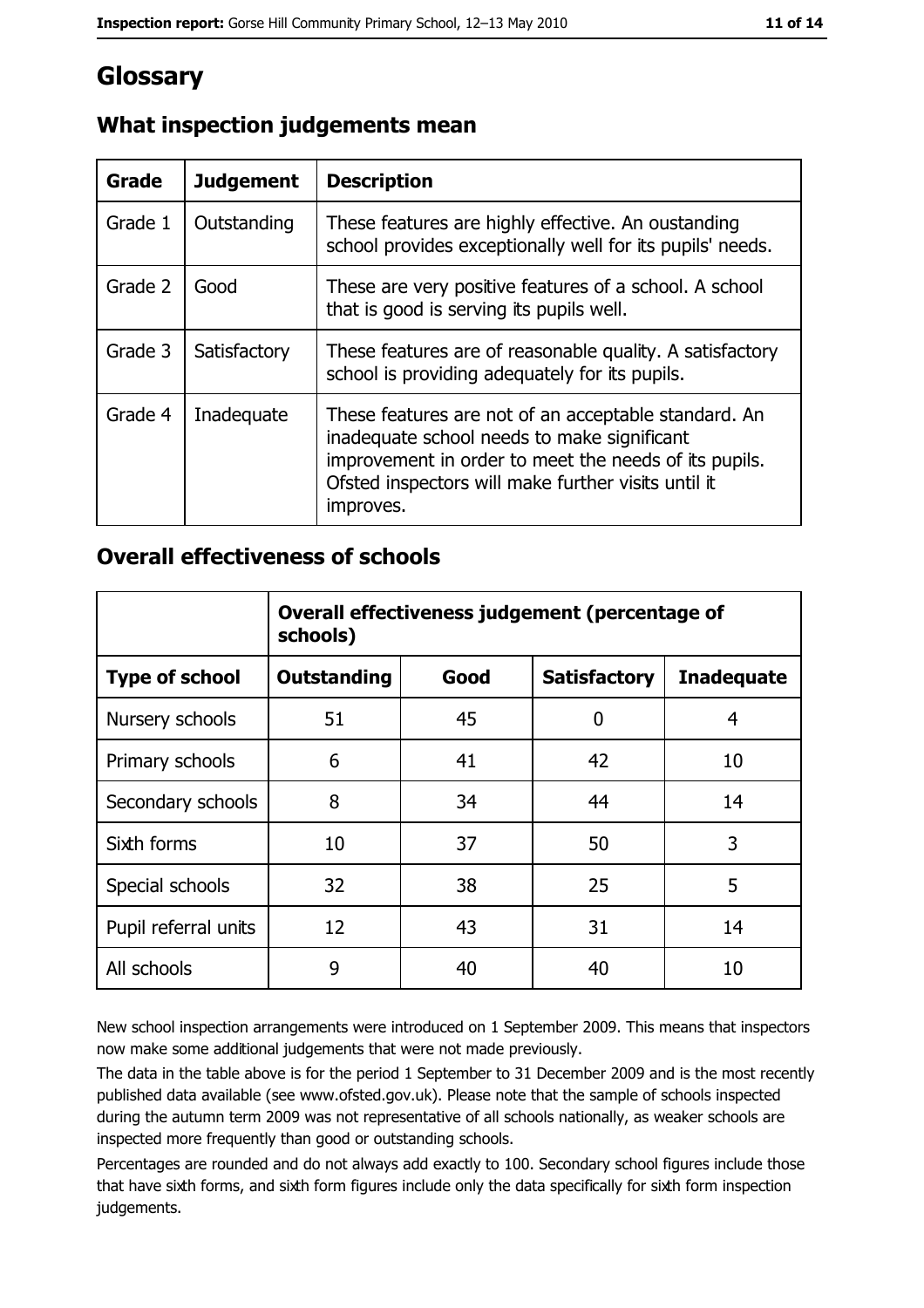# Glossary

## What inspection judgements mean

| Grade | Judgement | Description |
|---|---|---|
| Grade 1 | Outstanding | These features are highly effective. An oustanding school provides exceptionally well for its pupils' needs. |
| Grade 2 | Good | These are very positive features of a school. A school that is good is serving its pupils well. |
| Grade 3 | Satisfactory | These features are of reasonable quality. A satisfactory school is providing adequately for its pupils. |
| Grade 4 | Inadequate | These features are not of an acceptable standard. An inadequate school needs to make significant improvement in order to meet the needs of its pupils. Ofsted inspectors will make further visits until it improves. |

## Overall effectiveness of schools

| | Overall effectiveness judgement (percentage of schools) | | | |
|---|---|---|---|---|
| **Type of school** | **Outstanding** | **Good** | **Satisfactory** | **Inadequate** |
| Nursery schools | 51 | 45 | 0 | 4 |
| Primary schools | 6 | 41 | 42 | 10 |
| Secondary schools | 8 | 34 | 44 | 14 |
| Sixth forms | 10 | 37 | 50 | 3 |
| Special schools | 32 | 38 | 25 | 5 |
| Pupil referral units | 12 | 43 | 31 | 14 |
| All schools | 9 | 40 | 40 | 10 |

New school inspection arrangements were introduced on 1 September 2009. This means that inspectors now make some additional judgements that were not made previously.

The data in the table above is for the period 1 September to 31 December 2009 and is the most recently published data available (see www.ofsted.gov.uk). Please note that the sample of schools inspected during the autumn term 2009 was not representative of all schools nationally, as weaker schools are inspected more frequently than good or outstanding schools.

Percentages are rounded and do not always add exactly to 100. Secondary school figures include those that have sixth forms, and sixth form figures include only the data specifically for sixth form inspection judgements.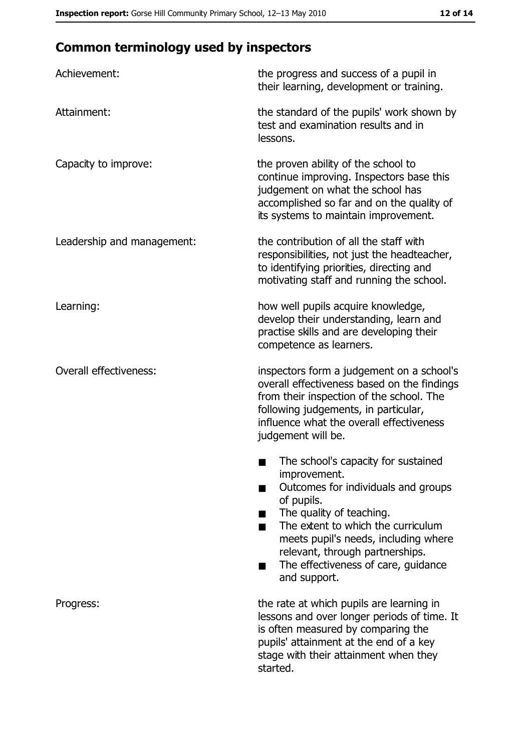## Common terminology used by inspectors

| | |
|---|---|
| Achievement: | the progress and success of a pupil in their learning, development or training. |
| Attainment: | the standard of the pupils' work shown by test and examination results and in lessons. |
| Capacity to improve: | the proven ability of the school to continue improving. Inspectors base this judgement on what the school has accomplished so far and on the quality of its systems to maintain improvement. |
| Leadership and management: | the contribution of all the staff with responsibilities, not just the headteacher, to identifying priorities, directing and motivating staff and running the school. |
| Learning: | how well pupils acquire knowledge, develop their understanding, learn and practise skills and are developing their competence as learners. |
| Overall effectiveness: | inspectors form a judgement on a school's overall effectiveness based on the findings from their inspection of the school. The following judgements, in particular, influence what the overall effectiveness judgement will be. ■ The school's capacity for sustained improvement. ■ Outcomes for individuals and groups of pupils. ■ The quality of teaching. ■ The extent to which the curriculum meets pupil's needs, including where relevant, through partnerships. ■ The effectiveness of care, guidance and support. |
| Progress: | the rate at which pupils are learning in lessons and over longer periods of time. It is often measured by comparing the pupils' attainment at the end of a key stage with their attainment when they started. |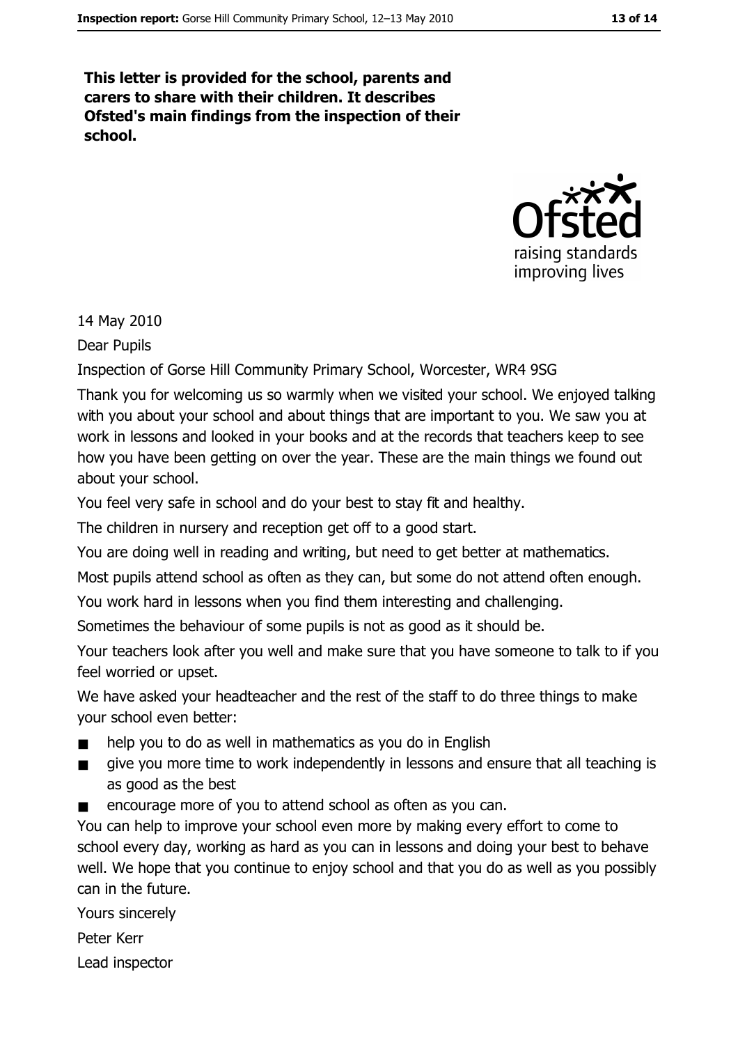**This letter is provided for the school, parents and carers to share with their children. It describes Ofsted's main findings from the inspection of their school.**

14 May 2010

Dear Pupils

Inspection of Gorse Hill Community Primary School, Worcester, WR4 9SG

Thank you for welcoming us so warmly when we visited your school. We enjoyed talking with you about your school and about things that are important to you. We saw you at work in lessons and looked in your books and at the records that teachers keep to see how you have been getting on over the year. These are the main things we found out about your school.

You feel very safe in school and do your best to stay fit and healthy.

The children in nursery and reception get off to a good start.

You are doing well in reading and writing, but need to get better at mathematics.

Most pupils attend school as often as they can, but some do not attend often enough.

You work hard in lessons when you find them interesting and challenging.

Sometimes the behaviour of some pupils is not as good as it should be.

Your teachers look after you well and make sure that you have someone to talk to if you feel worried or upset.

We have asked your headteacher and the rest of the staff to do three things to make your school even better:

- help you to do as well in mathematics as you do in English
- give you more time to work independently in lessons and ensure that all teaching is as good as the best
- encourage more of you to attend school as often as you can.

You can help to improve your school even more by making every effort to come to school every day, working as hard as you can in lessons and doing your best to behave well. We hope that you continue to enjoy school and that you do as well as you possibly can in the future.

Yours sincerely

Peter Kerr

Lead inspector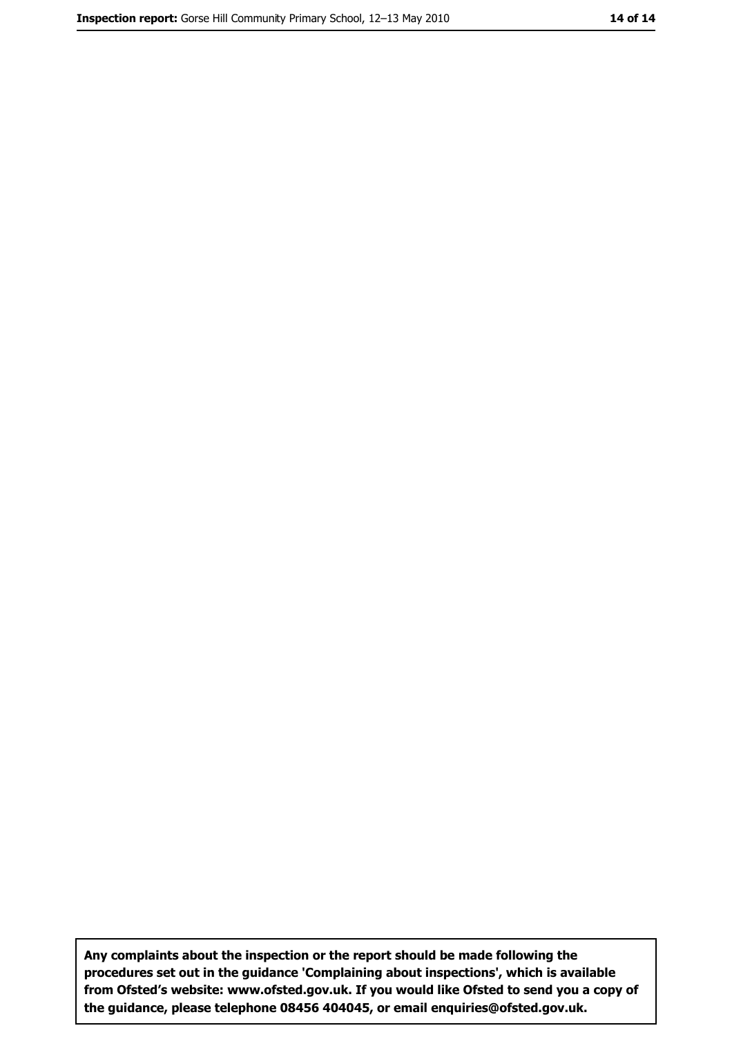**Any complaints about the inspection or the report should be made following the procedures set out in the guidance 'Complaining about inspections', which is available from Ofsted's website: www.ofsted.gov.uk. If you would like Ofsted to send you a copy of the guidance, please telephone 08456 404045, or email enquiries@ofsted.gov.uk.**